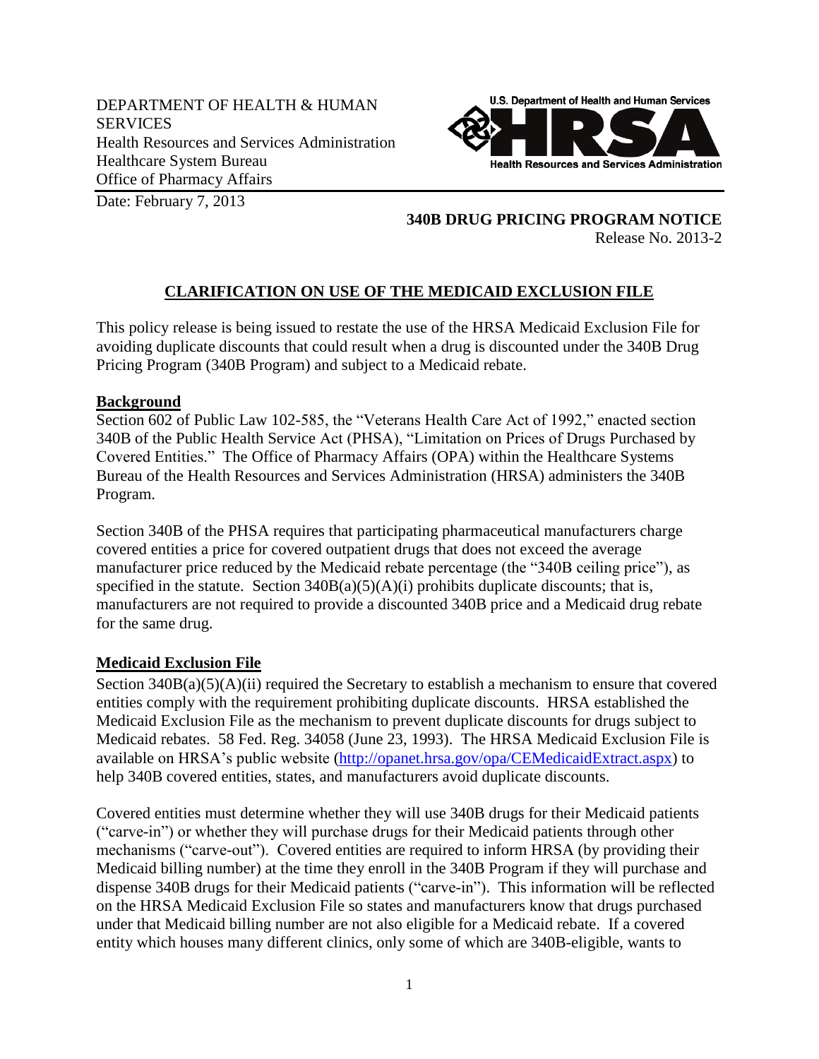DEPARTMENT OF HEALTH & HUMAN SERVICES
Health Resources and Services Administration
Healthcare System Bureau
Office of Pharmacy Affairs

Date: February 7, 2013

**340B DRUG PRICING PROGRAM NOTICE**
Release No. 2013-2

## CLARIFICATION ON USE OF THE MEDICAID EXCLUSION FILE

This policy release is being issued to restate the use of the HRSA Medicaid Exclusion File for avoiding duplicate discounts that could result when a drug is discounted under the 340B Drug Pricing Program (340B Program) and subject to a Medicaid rebate.

### Background

Section 602 of Public Law 102-585, the "Veterans Health Care Act of 1992," enacted section 340B of the Public Health Service Act (PHSA), "Limitation on Prices of Drugs Purchased by Covered Entities." The Office of Pharmacy Affairs (OPA) within the Healthcare Systems Bureau of the Health Resources and Services Administration (HRSA) administers the 340B Program.

Section 340B of the PHSA requires that participating pharmaceutical manufacturers charge covered entities a price for covered outpatient drugs that does not exceed the average manufacturer price reduced by the Medicaid rebate percentage (the "340B ceiling price"), as specified in the statute. Section 340B(a)(5)(A)(i) prohibits duplicate discounts; that is, manufacturers are not required to provide a discounted 340B price and a Medicaid drug rebate for the same drug.

### Medicaid Exclusion File

Section 340B(a)(5)(A)(ii) required the Secretary to establish a mechanism to ensure that covered entities comply with the requirement prohibiting duplicate discounts. HRSA established the Medicaid Exclusion File as the mechanism to prevent duplicate discounts for drugs subject to Medicaid rebates. 58 Fed. Reg. 34058 (June 23, 1993). The HRSA Medicaid Exclusion File is available on HRSA's public website (http://opanet.hrsa.gov/opa/CEMedicaidExtract.aspx) to help 340B covered entities, states, and manufacturers avoid duplicate discounts.

Covered entities must determine whether they will use 340B drugs for their Medicaid patients ("carve-in") or whether they will purchase drugs for their Medicaid patients through other mechanisms ("carve-out"). Covered entities are required to inform HRSA (by providing their Medicaid billing number) at the time they enroll in the 340B Program if they will purchase and dispense 340B drugs for their Medicaid patients ("carve-in"). This information will be reflected on the HRSA Medicaid Exclusion File so states and manufacturers know that drugs purchased under that Medicaid billing number are not also eligible for a Medicaid rebate. If a covered entity which houses many different clinics, only some of which are 340B-eligible, wants to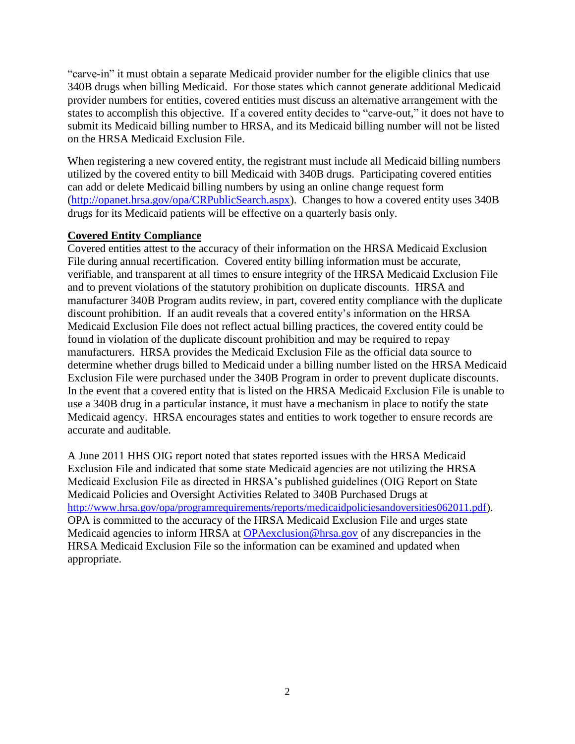"carve-in" it must obtain a separate Medicaid provider number for the eligible clinics that use 340B drugs when billing Medicaid. For those states which cannot generate additional Medicaid provider numbers for entities, covered entities must discuss an alternative arrangement with the states to accomplish this objective. If a covered entity decides to "carve-out," it does not have to submit its Medicaid billing number to HRSA, and its Medicaid billing number will not be listed on the HRSA Medicaid Exclusion File.

When registering a new covered entity, the registrant must include all Medicaid billing numbers utilized by the covered entity to bill Medicaid with 340B drugs. Participating covered entities can add or delete Medicaid billing numbers by using an online change request form (http://opanet.hrsa.gov/opa/CRPublicSearch.aspx). Changes to how a covered entity uses 340B drugs for its Medicaid patients will be effective on a quarterly basis only.

**Covered Entity Compliance**

Covered entities attest to the accuracy of their information on the HRSA Medicaid Exclusion File during annual recertification. Covered entity billing information must be accurate, verifiable, and transparent at all times to ensure integrity of the HRSA Medicaid Exclusion File and to prevent violations of the statutory prohibition on duplicate discounts. HRSA and manufacturer 340B Program audits review, in part, covered entity compliance with the duplicate discount prohibition. If an audit reveals that a covered entity's information on the HRSA Medicaid Exclusion File does not reflect actual billing practices, the covered entity could be found in violation of the duplicate discount prohibition and may be required to repay manufacturers. HRSA provides the Medicaid Exclusion File as the official data source to determine whether drugs billed to Medicaid under a billing number listed on the HRSA Medicaid Exclusion File were purchased under the 340B Program in order to prevent duplicate discounts. In the event that a covered entity that is listed on the HRSA Medicaid Exclusion File is unable to use a 340B drug in a particular instance, it must have a mechanism in place to notify the state Medicaid agency. HRSA encourages states and entities to work together to ensure records are accurate and auditable.

A June 2011 HHS OIG report noted that states reported issues with the HRSA Medicaid Exclusion File and indicated that some state Medicaid agencies are not utilizing the HRSA Medicaid Exclusion File as directed in HRSA's published guidelines (OIG Report on State Medicaid Policies and Oversight Activities Related to 340B Purchased Drugs at http://www.hrsa.gov/opa/programrequirements/reports/medicaidpoliciesandoversities062011.pdf). OPA is committed to the accuracy of the HRSA Medicaid Exclusion File and urges state Medicaid agencies to inform HRSA at OPAexclusion@hrsa.gov of any discrepancies in the HRSA Medicaid Exclusion File so the information can be examined and updated when appropriate.